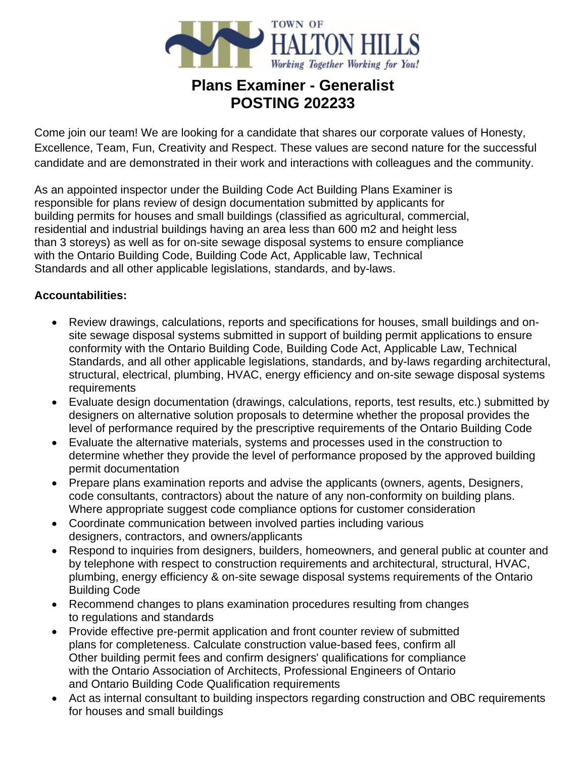TOWN OF HALTON HILLS

*Working Together Working for You!*

# Plans Examiner - Generalist
# POSTING 202233

Come join our team! We are looking for a candidate that shares our corporate values of Honesty, Excellence, Team, Fun, Creativity and Respect. These values are second nature for the successful candidate and are demonstrated in their work and interactions with colleagues and the community.

As an appointed inspector under the Building Code Act Building Plans Examiner is responsible for plans review of design documentation submitted by applicants for building permits for houses and small buildings (classified as agricultural, commercial, residential and industrial buildings having an area less than 600 m2 and height less than 3 storeys) as well as for on-site sewage disposal systems to ensure compliance with the Ontario Building Code, Building Code Act, Applicable law, Technical Standards and all other applicable legislations, standards, and by-laws.

**Accountabilities:**

- Review drawings, calculations, reports and specifications for houses, small buildings and on-site sewage disposal systems submitted in support of building permit applications to ensure conformity with the Ontario Building Code, Building Code Act, Applicable Law, Technical Standards, and all other applicable legislations, standards, and by-laws regarding architectural, structural, electrical, plumbing, HVAC, energy efficiency and on-site sewage disposal systems requirements
- Evaluate design documentation (drawings, calculations, reports, test results, etc.) submitted by designers on alternative solution proposals to determine whether the proposal provides the level of performance required by the prescriptive requirements of the Ontario Building Code
- Evaluate the alternative materials, systems and processes used in the construction to determine whether they provide the level of performance proposed by the approved building permit documentation
- Prepare plans examination reports and advise the applicants (owners, agents, Designers, code consultants, contractors) about the nature of any non-conformity on building plans. Where appropriate suggest code compliance options for customer consideration
- Coordinate communication between involved parties including various designers, contractors, and owners/applicants
- Respond to inquiries from designers, builders, homeowners, and general public at counter and by telephone with respect to construction requirements and architectural, structural, HVAC, plumbing, energy efficiency & on-site sewage disposal systems requirements of the Ontario Building Code
- Recommend changes to plans examination procedures resulting from changes to regulations and standards
- Provide effective pre-permit application and front counter review of submitted plans for completeness. Calculate construction value-based fees, confirm all Other building permit fees and confirm designers' qualifications for compliance with the Ontario Association of Architects, Professional Engineers of Ontario and Ontario Building Code Qualification requirements
- Act as internal consultant to building inspectors regarding construction and OBC requirements for houses and small buildings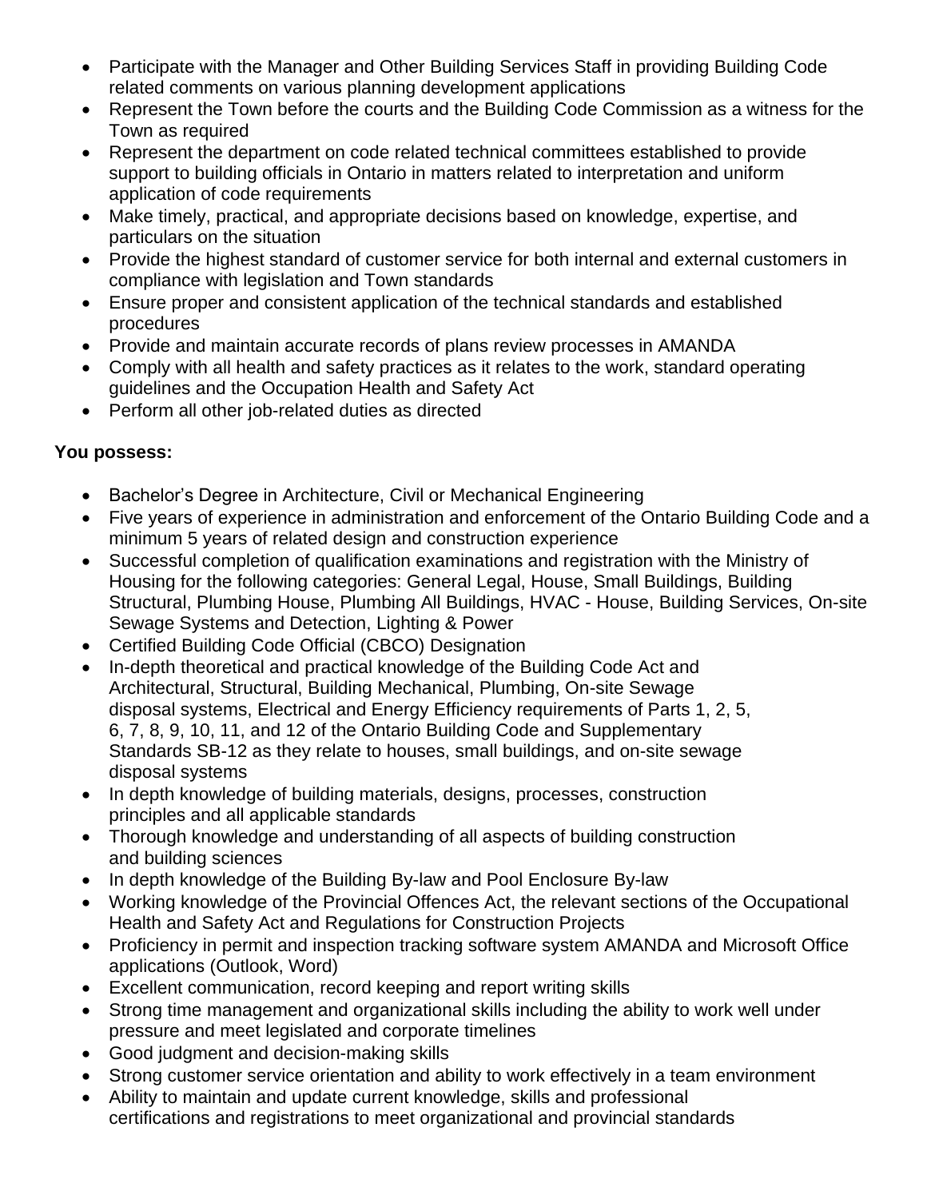- Participate with the Manager and Other Building Services Staff in providing Building Code related comments on various planning development applications
- Represent the Town before the courts and the Building Code Commission as a witness for the Town as required
- Represent the department on code related technical committees established to provide support to building officials in Ontario in matters related to interpretation and uniform application of code requirements
- Make timely, practical, and appropriate decisions based on knowledge, expertise, and particulars on the situation
- Provide the highest standard of customer service for both internal and external customers in compliance with legislation and Town standards
- Ensure proper and consistent application of the technical standards and established procedures
- Provide and maintain accurate records of plans review processes in AMANDA
- Comply with all health and safety practices as it relates to the work, standard operating guidelines and the Occupation Health and Safety Act
- Perform all other job-related duties as directed

**You possess:**

- Bachelor's Degree in Architecture, Civil or Mechanical Engineering
- Five years of experience in administration and enforcement of the Ontario Building Code and a minimum 5 years of related design and construction experience
- Successful completion of qualification examinations and registration with the Ministry of Housing for the following categories: General Legal, House, Small Buildings, Building Structural, Plumbing House, Plumbing All Buildings, HVAC - House, Building Services, On-site Sewage Systems and Detection, Lighting & Power
- Certified Building Code Official (CBCO) Designation
- In-depth theoretical and practical knowledge of the Building Code Act and Architectural, Structural, Building Mechanical, Plumbing, On-site Sewage disposal systems, Electrical and Energy Efficiency requirements of Parts 1, 2, 5, 6, 7, 8, 9, 10, 11, and 12 of the Ontario Building Code and Supplementary Standards SB-12 as they relate to houses, small buildings, and on-site sewage disposal systems
- In depth knowledge of building materials, designs, processes, construction principles and all applicable standards
- Thorough knowledge and understanding of all aspects of building construction and building sciences
- In depth knowledge of the Building By-law and Pool Enclosure By-law
- Working knowledge of the Provincial Offences Act, the relevant sections of the Occupational Health and Safety Act and Regulations for Construction Projects
- Proficiency in permit and inspection tracking software system AMANDA and Microsoft Office applications (Outlook, Word)
- Excellent communication, record keeping and report writing skills
- Strong time management and organizational skills including the ability to work well under pressure and meet legislated and corporate timelines
- Good judgment and decision-making skills
- Strong customer service orientation and ability to work effectively in a team environment
- Ability to maintain and update current knowledge, skills and professional certifications and registrations to meet organizational and provincial standards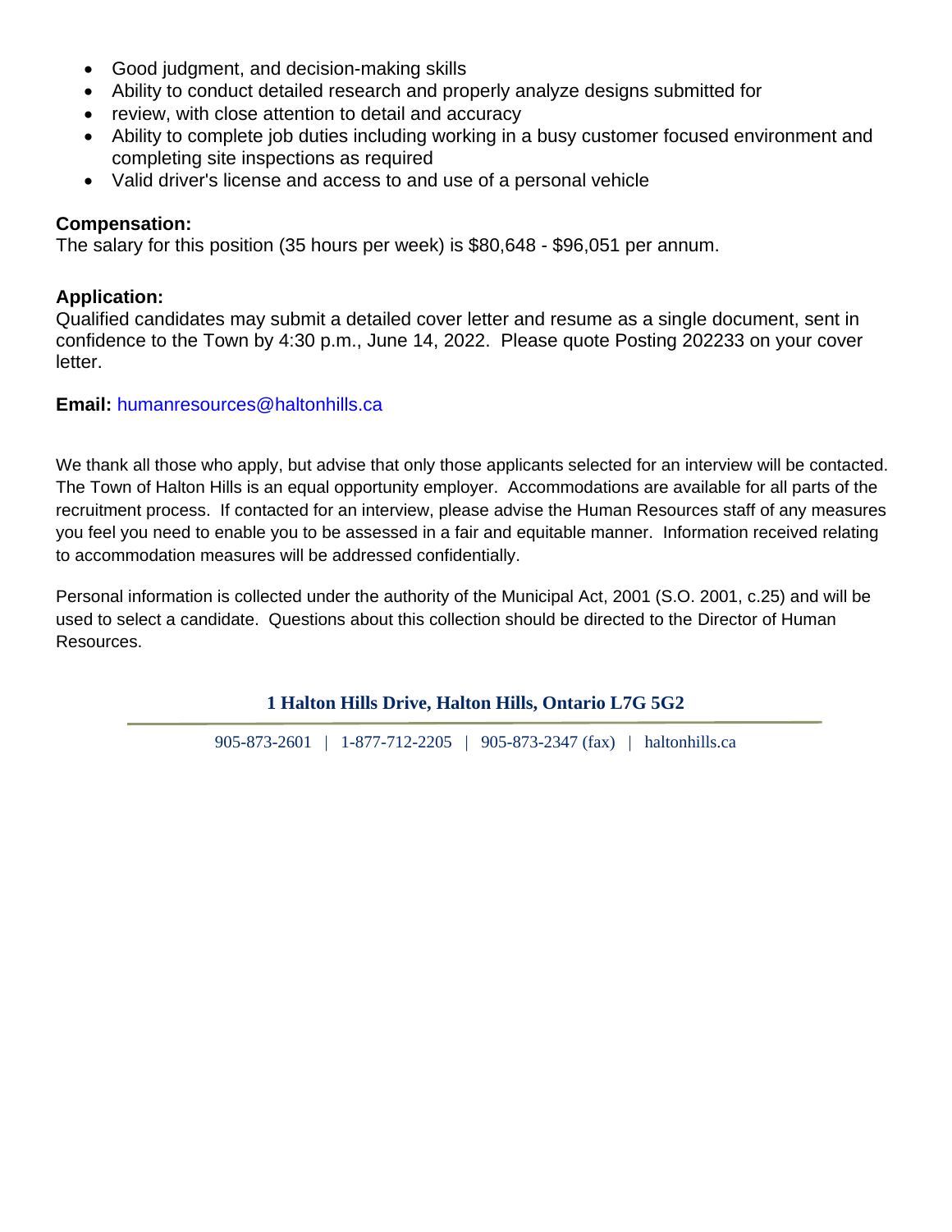- Good judgment, and decision-making skills
- Ability to conduct detailed research and properly analyze designs submitted for
- review, with close attention to detail and accuracy
- Ability to complete job duties including working in a busy customer focused environment and completing site inspections as required
- Valid driver's license and access to and use of a personal vehicle

**Compensation:**
The salary for this position (35 hours per week) is $80,648 - $96,051 per annum.

**Application:**
Qualified candidates may submit a detailed cover letter and resume as a single document, sent in confidence to the Town by 4:30 p.m., June 14, 2022. Please quote Posting 202233 on your cover letter.

**Email:** humanresources@haltonhills.ca

We thank all those who apply, but advise that only those applicants selected for an interview will be contacted. The Town of Halton Hills is an equal opportunity employer. Accommodations are available for all parts of the recruitment process. If contacted for an interview, please advise the Human Resources staff of any measures you feel you need to enable you to be assessed in a fair and equitable manner. Information received relating to accommodation measures will be addressed confidentially.

Personal information is collected under the authority of the Municipal Act, 2001 (S.O. 2001, c.25) and will be used to select a candidate. Questions about this collection should be directed to the Director of Human Resources.

**1 Halton Hills Drive, Halton Hills, Ontario L7G 5G2**

905-873-2601 | 1-877-712-2205 | 905-873-2347 (fax) | haltonhills.ca